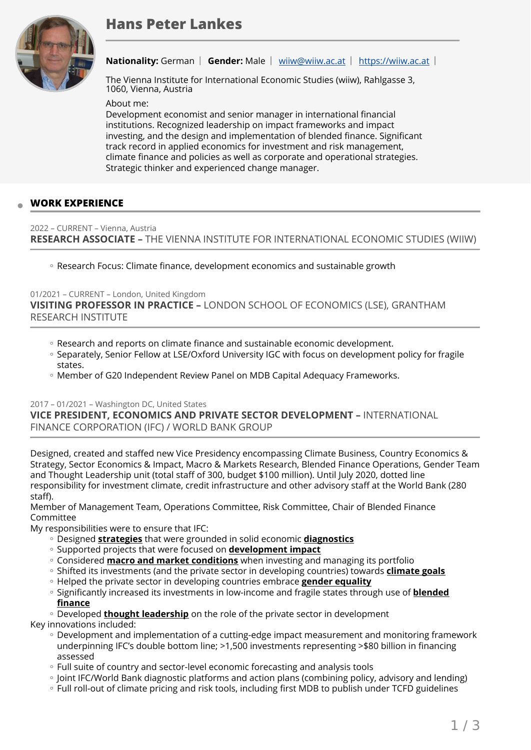# Hans Peter Lankes

**Nationality:** German | **Gender:** Male | wiiw@wiiw.ac.at | https://wiiw.ac.at |

The Vienna Institute for International Economic Studies (wiiw), Rahlgasse 3, 1060, Vienna, Austria

About me:
Development economist and senior manager in international financial institutions. Recognized leadership on impact frameworks and impact investing, and the design and implementation of blended finance. Significant track record in applied economics for investment and risk management, climate finance and policies as well as corporate and operational strategies. Strategic thinker and experienced change manager.

## WORK EXPERIENCE

2022 – CURRENT – Vienna, Austria

### RESEARCH ASSOCIATE – THE VIENNA INSTITUTE FOR INTERNATIONAL ECONOMIC STUDIES (WIIW)

- Research Focus: Climate finance, development economics and sustainable growth

01/2021 – CURRENT – London, United Kingdom

### VISITING PROFESSOR IN PRACTICE – LONDON SCHOOL OF ECONOMICS (LSE), GRANTHAM RESEARCH INSTITUTE

- Research and reports on climate finance and sustainable economic development.
- Separately, Senior Fellow at LSE/Oxford University IGC with focus on development policy for fragile states.
- Member of G20 Independent Review Panel on MDB Capital Adequacy Frameworks.

2017 – 01/2021 – Washington DC, United States

### VICE PRESIDENT, ECONOMICS AND PRIVATE SECTOR DEVELOPMENT – INTERNATIONAL FINANCE CORPORATION (IFC) / WORLD BANK GROUP

Designed, created and staffed new Vice Presidency encompassing Climate Business, Country Economics & Strategy, Sector Economics & Impact, Macro & Markets Research, Blended Finance Operations, Gender Team and Thought Leadership unit (total staff of 300, budget $100 million). Until July 2020, dotted line responsibility for investment climate, credit infrastructure and other advisory staff at the World Bank (280 staff).
Member of Management Team, Operations Committee, Risk Committee, Chair of Blended Finance Committee
My responsibilities were to ensure that IFC:

- Designed **strategies** that were grounded in solid economic **diagnostics**
- Supported projects that were focused on **development impact**
- Considered **macro and market conditions** when investing and managing its portfolio
- Shifted its investments (and the private sector in developing countries) towards **climate goals**
- Helped the private sector in developing countries embrace **gender equality**
- Significantly increased its investments in low-income and fragile states through use of **blended finance**
- Developed **thought leadership** on the role of the private sector in development

Key innovations included:

- Development and implementation of a cutting-edge impact measurement and monitoring framework underpinning IFC's double bottom line; >1,500 investments representing >$80 billion in financing assessed
- Full suite of country and sector-level economic forecasting and analysis tools
- Joint IFC/World Bank diagnostic platforms and action plans (combining policy, advisory and lending)
- Full roll-out of climate pricing and risk tools, including first MDB to publish under TCFD guidelines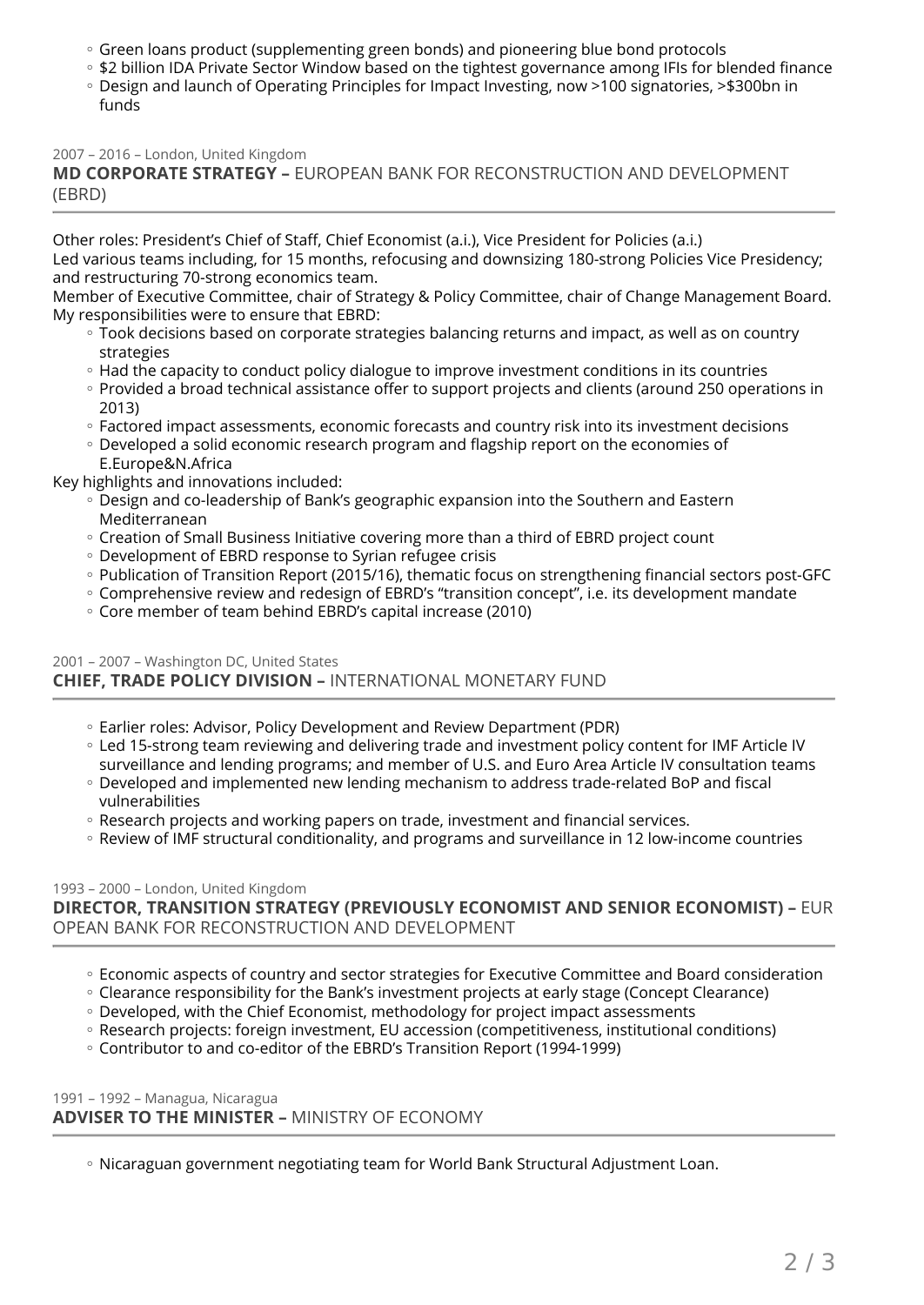- Green loans product (supplementing green bonds) and pioneering blue bond protocols
- $2 billion IDA Private Sector Window based on the tightest governance among IFIs for blended finance
- Design and launch of Operating Principles for Impact Investing, now >100 signatories, >$300bn in funds

2007 – 2016 – London, United Kingdom

### **MD CORPORATE STRATEGY –** EUROPEAN BANK FOR RECONSTRUCTION AND DEVELOPMENT (EBRD)

Other roles: President's Chief of Staff, Chief Economist (a.i.), Vice President for Policies (a.i.)
Led various teams including, for 15 months, refocusing and downsizing 180-strong Policies Vice Presidency; and restructuring 70-strong economics team.
Member of Executive Committee, chair of Strategy & Policy Committee, chair of Change Management Board.
My responsibilities were to ensure that EBRD:

- Took decisions based on corporate strategies balancing returns and impact, as well as on country strategies
- Had the capacity to conduct policy dialogue to improve investment conditions in its countries
- Provided a broad technical assistance offer to support projects and clients (around 250 operations in 2013)
- Factored impact assessments, economic forecasts and country risk into its investment decisions
- Developed a solid economic research program and flagship report on the economies of E.Europe&N.Africa

Key highlights and innovations included:

- Design and co-leadership of Bank's geographic expansion into the Southern and Eastern Mediterranean
- Creation of Small Business Initiative covering more than a third of EBRD project count
- Development of EBRD response to Syrian refugee crisis
- Publication of Transition Report (2015/16), thematic focus on strengthening financial sectors post-GFC
- Comprehensive review and redesign of EBRD's "transition concept", i.e. its development mandate
- Core member of team behind EBRD's capital increase (2010)

2001 – 2007 – Washington DC, United States

### **CHIEF, TRADE POLICY DIVISION –** INTERNATIONAL MONETARY FUND

- Earlier roles: Advisor, Policy Development and Review Department (PDR)
- Led 15-strong team reviewing and delivering trade and investment policy content for IMF Article IV surveillance and lending programs; and member of U.S. and Euro Area Article IV consultation teams
- Developed and implemented new lending mechanism to address trade-related BoP and fiscal vulnerabilities
- Research projects and working papers on trade, investment and financial services.
- Review of IMF structural conditionality, and programs and surveillance in 12 low-income countries

1993 – 2000 – London, United Kingdom

### **DIRECTOR, TRANSITION STRATEGY (PREVIOUSLY ECONOMIST AND SENIOR ECONOMIST) –** EUROPEAN BANK FOR RECONSTRUCTION AND DEVELOPMENT

- Economic aspects of country and sector strategies for Executive Committee and Board consideration
- Clearance responsibility for the Bank's investment projects at early stage (Concept Clearance)
- Developed, with the Chief Economist, methodology for project impact assessments
- Research projects: foreign investment, EU accession (competitiveness, institutional conditions)
- Contributor to and co-editor of the EBRD's Transition Report (1994-1999)

1991 – 1992 – Managua, Nicaragua

### **ADVISER TO THE MINISTER –** MINISTRY OF ECONOMY

- Nicaraguan government negotiating team for World Bank Structural Adjustment Loan.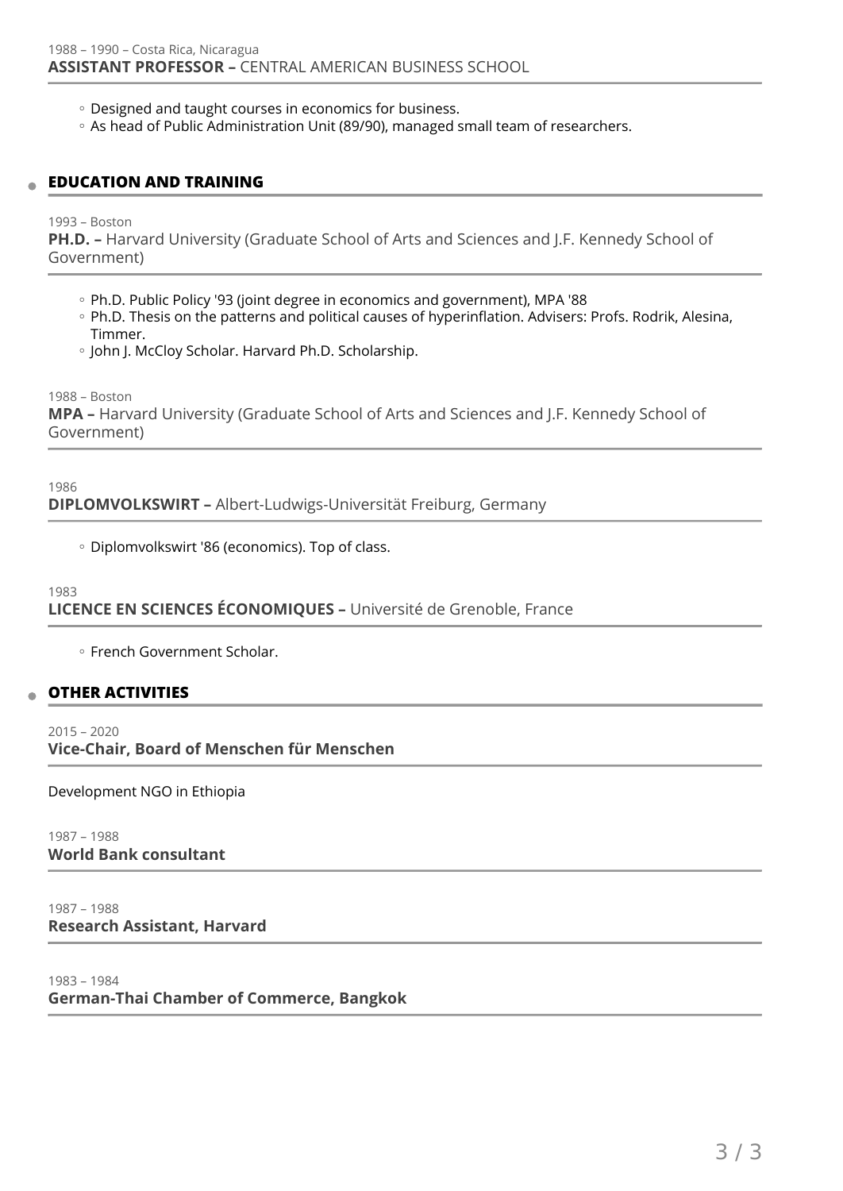1988 – 1990 – Costa Rica, Nicaragua
**ASSISTANT PROFESSOR –** CENTRAL AMERICAN BUSINESS SCHOOL

- Designed and taught courses in economics for business.
- As head of Public Administration Unit (89/90), managed small team of researchers.

## EDUCATION AND TRAINING

1993 – Boston
**PH.D. –** Harvard University (Graduate School of Arts and Sciences and J.F. Kennedy School of Government)

- Ph.D. Public Policy '93 (joint degree in economics and government), MPA '88
- Ph.D. Thesis on the patterns and political causes of hyperinflation. Advisers: Profs. Rodrik, Alesina, Timmer.
- John J. McCloy Scholar. Harvard Ph.D. Scholarship.

1988 – Boston
**MPA –** Harvard University (Graduate School of Arts and Sciences and J.F. Kennedy School of Government)

1986
**DIPLOMVOLKSWIRT –** Albert-Ludwigs-Universität Freiburg, Germany

- Diplomvolkswirt '86 (economics). Top of class.

1983
**LICENCE EN SCIENCES ÉCONOMIQUES –** Université de Grenoble, France

- French Government Scholar.

## OTHER ACTIVITIES

2015 – 2020
**Vice-Chair, Board of Menschen für Menschen**

Development NGO in Ethiopia

1987 – 1988
**World Bank consultant**

1987 – 1988
**Research Assistant, Harvard**

1983 – 1984
**German-Thai Chamber of Commerce, Bangkok**